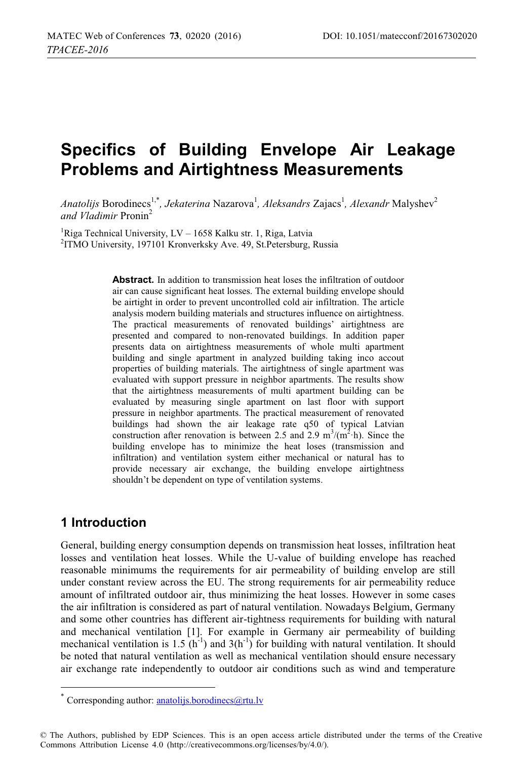# Specifics of Building Envelope Air Leakage Problems and Airtightness Measurements

*Anatolijs* Borodinecs[1,*], *Jekaterina* Nazarova[1], *Aleksandrs* Zajacs[1], *Alexandr* Malyshev[2] *and Vladimir* Pronin[2]

[1]Riga Technical University, LV – 1658 Kalku str. 1, Riga, Latvia
[2]ITMO University, 197101 Kronverksky Ave. 49, St.Petersburg, Russia

**Abstract.** In addition to transmission heat loses the infiltration of outdoor air can cause significant heat losses. The external building envelope should be airtight in order to prevent uncontrolled cold air infiltration. The article analysis modern building materials and structures influence on airtightness. The practical measurements of renovated buildings' airtightness are presented and compared to non-renovated buildings. In addition paper presents data on airtightness measurements of whole multi apartment building and single apartment in analyzed building taking inco accout properties of building materials. The airtightness of single apartment was evaluated with support pressure in neighbor apartments. The results show that the airtightness measurements of multi apartment building can be evaluated by measuring single apartment on last floor with support pressure in neighbor apartments. The practical measurement of renovated buildings had shown the air leakage rate q50 of typical Latvian construction after renovation is between 2.5 and 2.9 $m^3/(m^2 \cdot h)$. Since the building envelope has to minimize the heat loses (transmission and infiltration) and ventilation system either mechanical or natural has to provide necessary air exchange, the building envelope airtightness shouldn't be dependent on type of ventilation systems.

## 1 Introduction

General, building energy consumption depends on transmission heat losses, infiltration heat losses and ventilation heat losses. While the U-value of building envelope has reached reasonable minimums the requirements for air permeability of building envelop are still under constant review across the EU. The strong requirements for air permeability reduce amount of infiltrated outdoor air, thus minimizing the heat losses. However in some cases the air infiltration is considered as part of natural ventilation. Nowadays Belgium, Germany and some other countries has different air-tightness requirements for building with natural and mechanical ventilation [1]. For example in Germany air permeability of building mechanical ventilation is 1.5 ($h^{-1}$) and 3($h^{-1}$) for building with natural ventilation. It should be noted that natural ventilation as well as mechanical ventilation should ensure necessary air exchange rate independently to outdoor air conditions such as wind and temperature

* Corresponding author: anatolijs.borodinecs@rtu.lv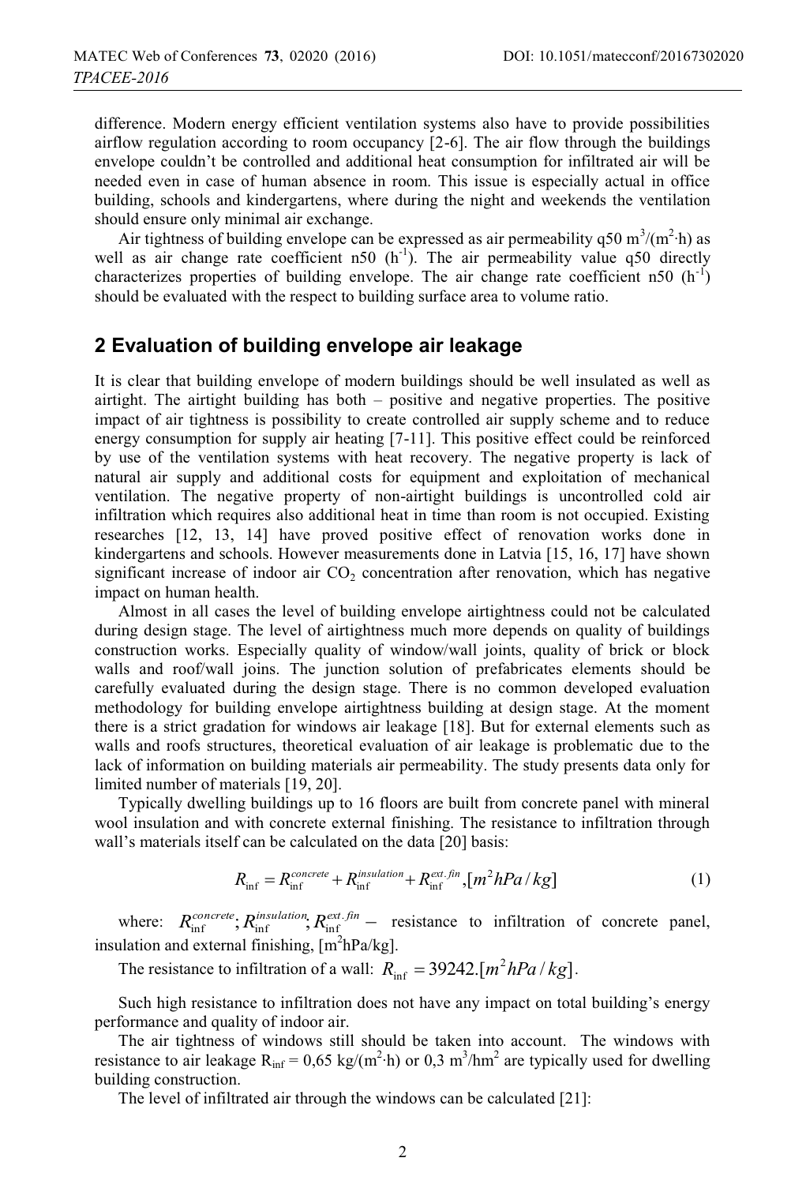difference. Modern energy efficient ventilation systems also have to provide possibilities airflow regulation according to room occupancy [2-6]. The air flow through the buildings envelope couldn't be controlled and additional heat consumption for infiltrated air will be needed even in case of human absence in room. This issue is especially actual in office building, schools and kindergartens, where during the night and weekends the ventilation should ensure only minimal air exchange.

Air tightness of building envelope can be expressed as air permeability q50 $m^3/(m^2 \cdot h)$ as well as air change rate coefficient n50 ($h^{-1}$). The air permeability value q50 directly characterizes properties of building envelope. The air change rate coefficient n50 ($h^{-1}$) should be evaluated with the respect to building surface area to volume ratio.

## 2 Evaluation of building envelope air leakage

It is clear that building envelope of modern buildings should be well insulated as well as airtight. The airtight building has both – positive and negative properties. The positive impact of air tightness is possibility to create controlled air supply scheme and to reduce energy consumption for supply air heating [7-11]. This positive effect could be reinforced by use of the ventilation systems with heat recovery. The negative property is lack of natural air supply and additional costs for equipment and exploitation of mechanical ventilation. The negative property of non-airtight buildings is uncontrolled cold air infiltration which requires also additional heat in time than room is not occupied. Existing researches [12, 13, 14] have proved positive effect of renovation works done in kindergartens and schools. However measurements done in Latvia [15, 16, 17] have shown significant increase of indoor air $CO_2$ concentration after renovation, which has negative impact on human health.

Almost in all cases the level of building envelope airtightness could not be calculated during design stage. The level of airtightness much more depends on quality of buildings construction works. Especially quality of window/wall joints, quality of brick or block walls and roof/wall joins. The junction solution of prefabricates elements should be carefully evaluated during the design stage. There is no common developed evaluation methodology for building envelope airtightness building at design stage. At the moment there is a strict gradation for windows air leakage [18]. But for external elements such as walls and roofs structures, theoretical evaluation of air leakage is problematic due to the lack of information on building materials air permeability. The study presents data only for limited number of materials [19, 20].

Typically dwelling buildings up to 16 floors are built from concrete panel with mineral wool insulation and with concrete external finishing. The resistance to infiltration through wall's materials itself can be calculated on the data [20] basis:

$$R_{\inf} = R_{\inf}^{concrete} + R_{\inf}^{insulation} + R_{\inf}^{ext.fin}, [m^2 hPa/kg] \tag{1}$$

where: $R_{\inf}^{concrete}; R_{\inf}^{insulation}; R_{\inf}^{ext.fin}$ – resistance to infiltration of concrete panel, insulation and external finishing, [$m^2$hPa/kg].

The resistance to infiltration of a wall: $R_{\inf} = 39242.[m^2 hPa/kg]$.

Such high resistance to infiltration does not have any impact on total building's energy performance and quality of indoor air.

The air tightness of windows still should be taken into account. The windows with resistance to air leakage $R_{\inf} = 0{,}65$ kg/($m^2 \cdot$h) or 0,3 $m^3/hm^2$ are typically used for dwelling building construction.

The level of infiltrated air through the windows can be calculated [21]: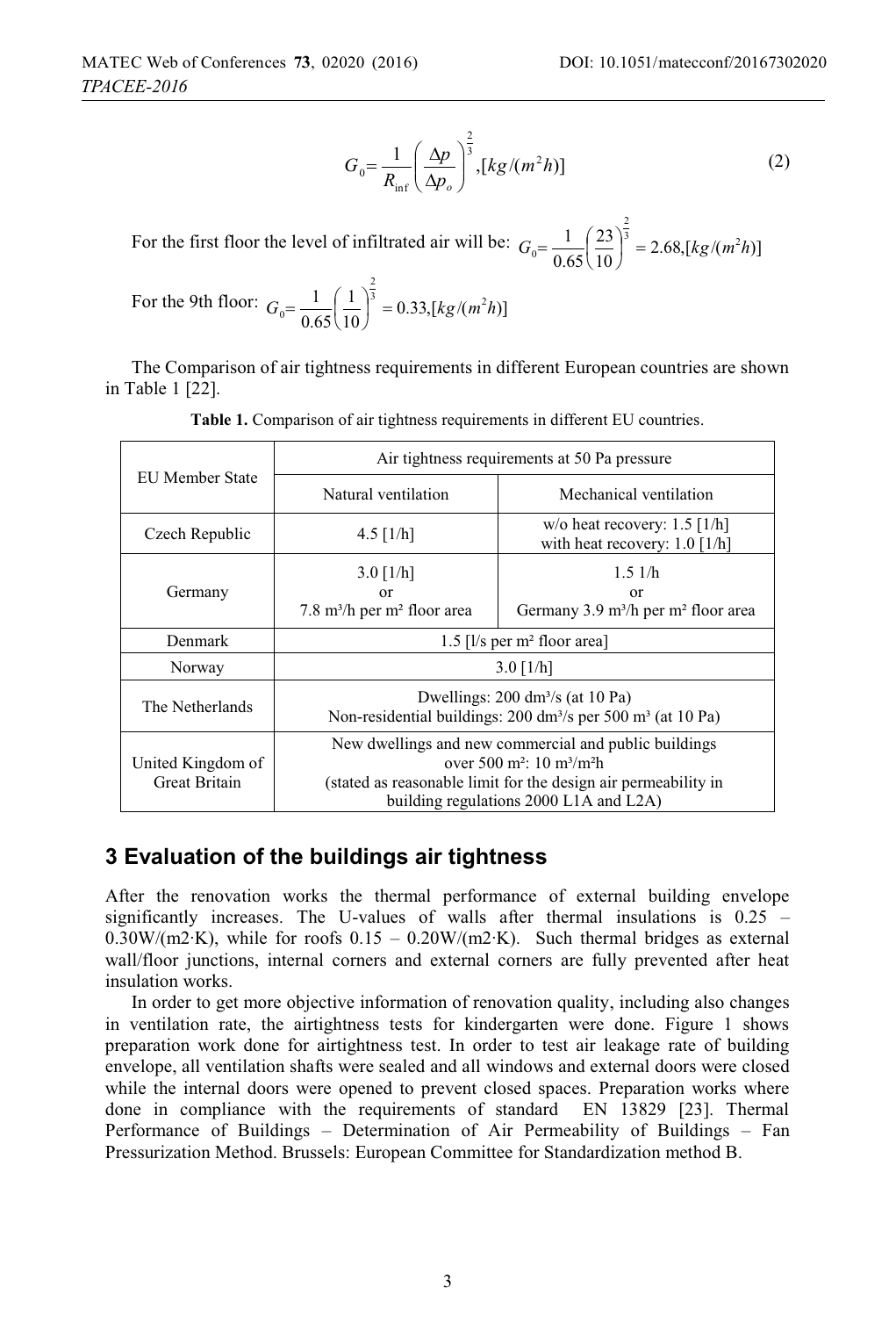$$G_0 = \frac{1}{R_{\inf}} \left( \frac{\Delta p}{\Delta p_o} \right)^{\frac{2}{3}}, [kg/(m^2h)] \tag{2}$$

For the first floor the level of infiltrated air will be: $G_0 = \frac{1}{0.65} \left( \frac{23}{10} \right)^{\frac{2}{3}} = 2.68, [kg/(m^2h)]$

For the 9th floor: $G_0 = \frac{1}{0.65} \left( \frac{1}{10} \right)^{\frac{2}{3}} = 0.33, [kg/(m^2h)]$

The Comparison of air tightness requirements in different European countries are shown in Table 1 [22].

**Table 1.** Comparison of air tightness requirements in different EU countries.

| EU Member State | Air tightness requirements at 50 Pa pressure | |
|---|---|---|
| | Natural ventilation | Mechanical ventilation |
| Czech Republic | 4.5 [1/h] | w/o heat recovery: 1.5 [1/h]<br>with heat recovery: 1.0 [1/h] |
| Germany | 3.0 [1/h]<br>or<br>7.8 m³/h per m² floor area | 1.5 1/h<br>or<br>Germany 3.9 m³/h per m² floor area |
| Denmark | 1.5 [l/s per m² floor area] | |
| Norway | 3.0 [1/h] | |
| The Netherlands | Dwellings: 200 dm³/s (at 10 Pa)<br>Non-residential buildings: 200 dm³/s per 500 m³ (at 10 Pa) | |
| United Kingdom of Great Britain | New dwellings and new commercial and public buildings over 500 m²: 10 m³/m²h<br>(stated as reasonable limit for the design air permeability in building regulations 2000 L1A and L2A) | |

## 3 Evaluation of the buildings air tightness

After the renovation works the thermal performance of external building envelope significantly increases. The U-values of walls after thermal insulations is 0.25 – 0.30W/(m2·K), while for roofs 0.15 – 0.20W/(m2·K). Such thermal bridges as external wall/floor junctions, internal corners and external corners are fully prevented after heat insulation works.

In order to get more objective information of renovation quality, including also changes in ventilation rate, the airtightness tests for kindergarten were done. Figure 1 shows preparation work done for airtightness test. In order to test air leakage rate of building envelope, all ventilation shafts were sealed and all windows and external doors were closed while the internal doors were opened to prevent closed spaces. Preparation works where done in compliance with the requirements of standard EN 13829 [23]. Thermal Performance of Buildings – Determination of Air Permeability of Buildings – Fan Pressurization Method. Brussels: European Committee for Standardization method B.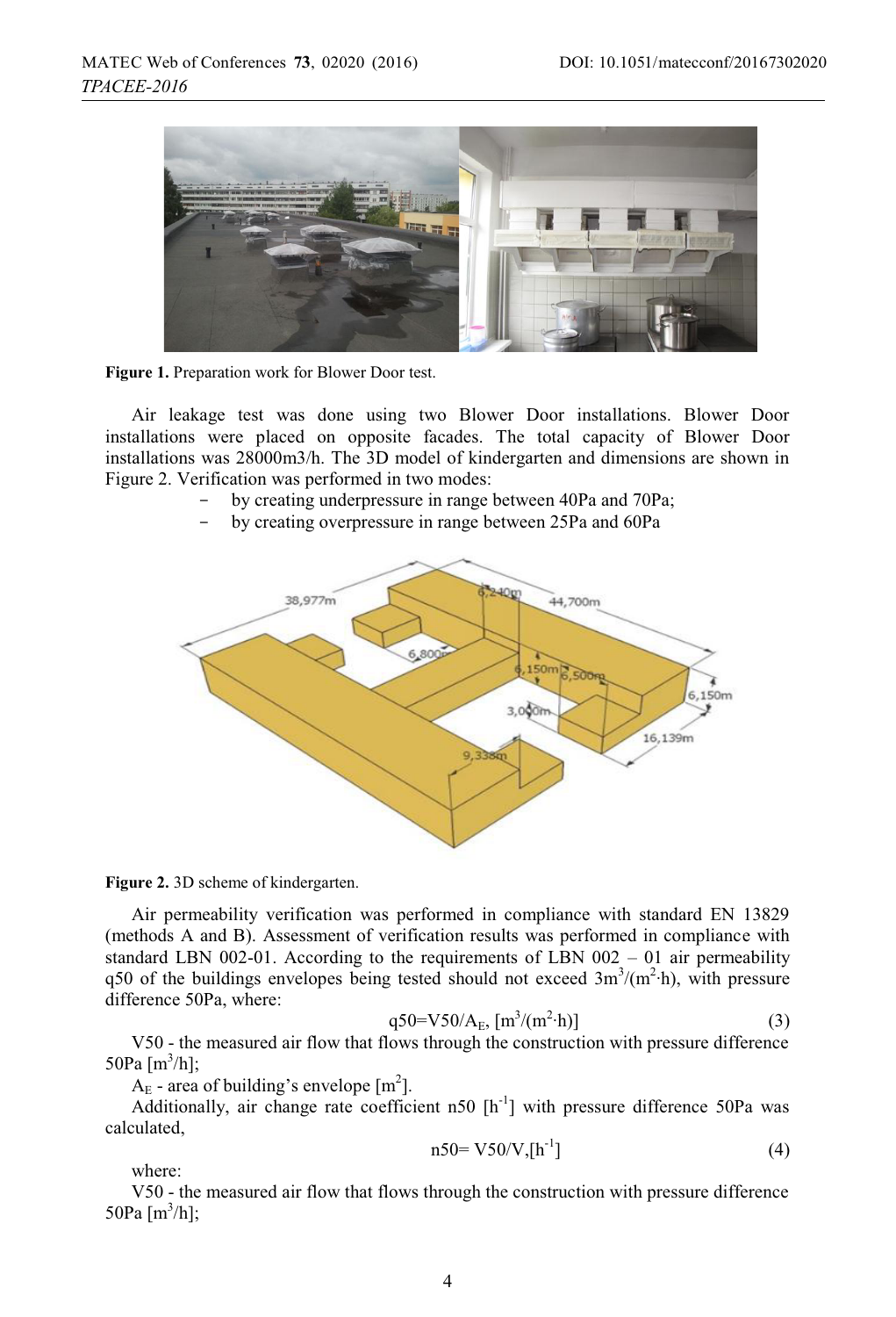Figure 1. Preparation work for Blower Door test.

Air leakage test was done using two Blower Door installations. Blower Door installations were placed on opposite facades. The total capacity of Blower Door installations was 28000m3/h. The 3D model of kindergarten and dimensions are shown in Figure 2. Verification was performed in two modes:

- by creating underpressure in range between 40Pa and 70Pa;
- by creating overpressure in range between 25Pa and 60Pa

Figure 2. 3D scheme of kindergarten.

Air permeability verification was performed in compliance with standard EN 13829 (methods A and B). Assessment of verification results was performed in compliance with standard LBN 002-01. According to the requirements of LBN 002 – 01 air permeability q50 of the buildings envelopes being tested should not exceed $3m^3/(m^2 \cdot h)$, with pressure difference 50Pa, where:

$$q50 = V50/A_E, \ [m^3/(m^2 \cdot h)] \tag{3}$$

V50 - the measured air flow that flows through the construction with pressure difference 50Pa $[m^3/h]$;

$A_E$ - area of building's envelope $[m^2]$.

Additionally, air change rate coefficient n50 $[h^{-1}]$ with pressure difference 50Pa was calculated,

$$n50 = V50/V, [h^{-1}] \tag{4}$$

where:

V50 - the measured air flow that flows through the construction with pressure difference 50Pa $[m^3/h]$;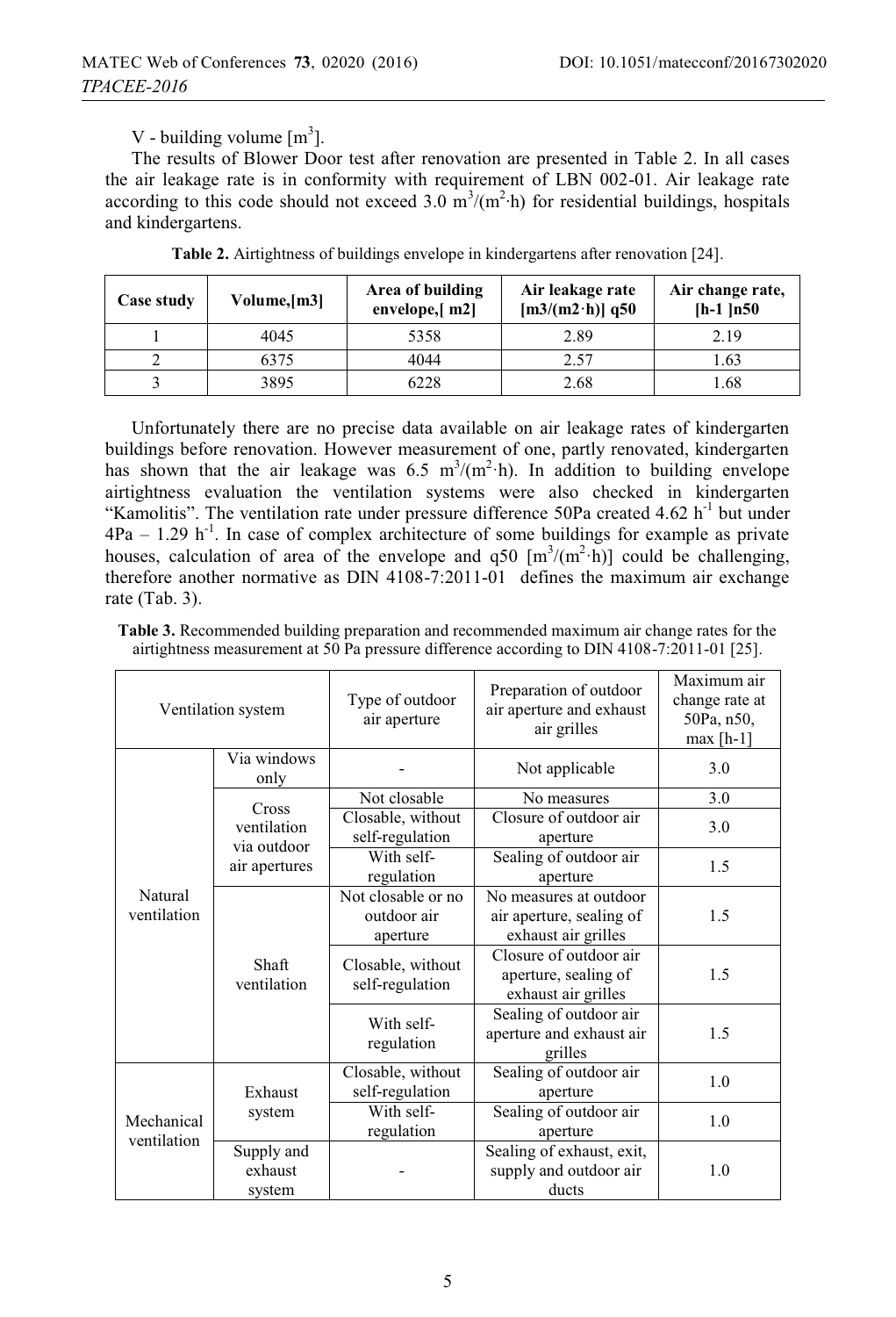V - building volume [$m^3$].

The results of Blower Door test after renovation are presented in Table 2. In all cases the air leakage rate is in conformity with requirement of LBN 002-01. Air leakage rate according to this code should not exceed 3.0 $m^3/(m^2 \cdot h)$ for residential buildings, hospitals and kindergartens.

**Table 2.** Airtightness of buildings envelope in kindergartens after renovation [24].

| Case study | Volume,[m3] | Area of building envelope,[ m2] | Air leakage rate [m3/(m2·h)] q50 | Air change rate, [h-1 ]n50 |
|---|---|---|---|---|
| 1 | 4045 | 5358 | 2.89 | 2.19 |
| 2 | 6375 | 4044 | 2.57 | 1.63 |
| 3 | 3895 | 6228 | 2.68 | 1.68 |

Unfortunately there are no precise data available on air leakage rates of kindergarten buildings before renovation. However measurement of one, partly renovated, kindergarten has shown that the air leakage was 6.5 $m^3/(m^2 \cdot h)$. In addition to building envelope airtightness evaluation the ventilation systems were also checked in kindergarten "Kamolitis". The ventilation rate under pressure difference 50Pa created 4.62 $h^{-1}$ but under 4Pa – 1.29 $h^{-1}$. In case of complex architecture of some buildings for example as private houses, calculation of area of the envelope and q50 [$m^3/(m^2 \cdot h)$] could be challenging, therefore another normative as DIN 4108-7:2011-01 defines the maximum air exchange rate (Tab. 3).

**Table 3.** Recommended building preparation and recommended maximum air change rates for the airtightness measurement at 50 Pa pressure difference according to DIN 4108-7:2011-01 [25].

| Ventilation system | | Type of outdoor air aperture | Preparation of outdoor air aperture and exhaust air grilles | Maximum air change rate at 50Pa, n50, max [h-1] |
|---|---|---|---|---|
| Natural ventilation | Via windows only | - | Not applicable | 3.0 |
| | Cross ventilation via outdoor air apertures | Not closable | No measures | 3.0 |
| | | Closable, without self-regulation | Closure of outdoor air aperture | 3.0 |
| | | With self-regulation | Sealing of outdoor air aperture | 1.5 |
| | Shaft ventilation | Not closable or no outdoor air aperture | No measures at outdoor air aperture, sealing of exhaust air grilles | 1.5 |
| | | Closable, without self-regulation | Closure of outdoor air aperture, sealing of exhaust air grilles | 1.5 |
| | | With self-regulation | Sealing of outdoor air aperture and exhaust air grilles | 1.5 |
| Mechanical ventilation | Exhaust system | Closable, without self-regulation | Sealing of outdoor air aperture | 1.0 |
| | | With self-regulation | Sealing of outdoor air aperture | 1.0 |
| | Supply and exhaust system | - | Sealing of exhaust, exit, supply and outdoor air ducts | 1.0 |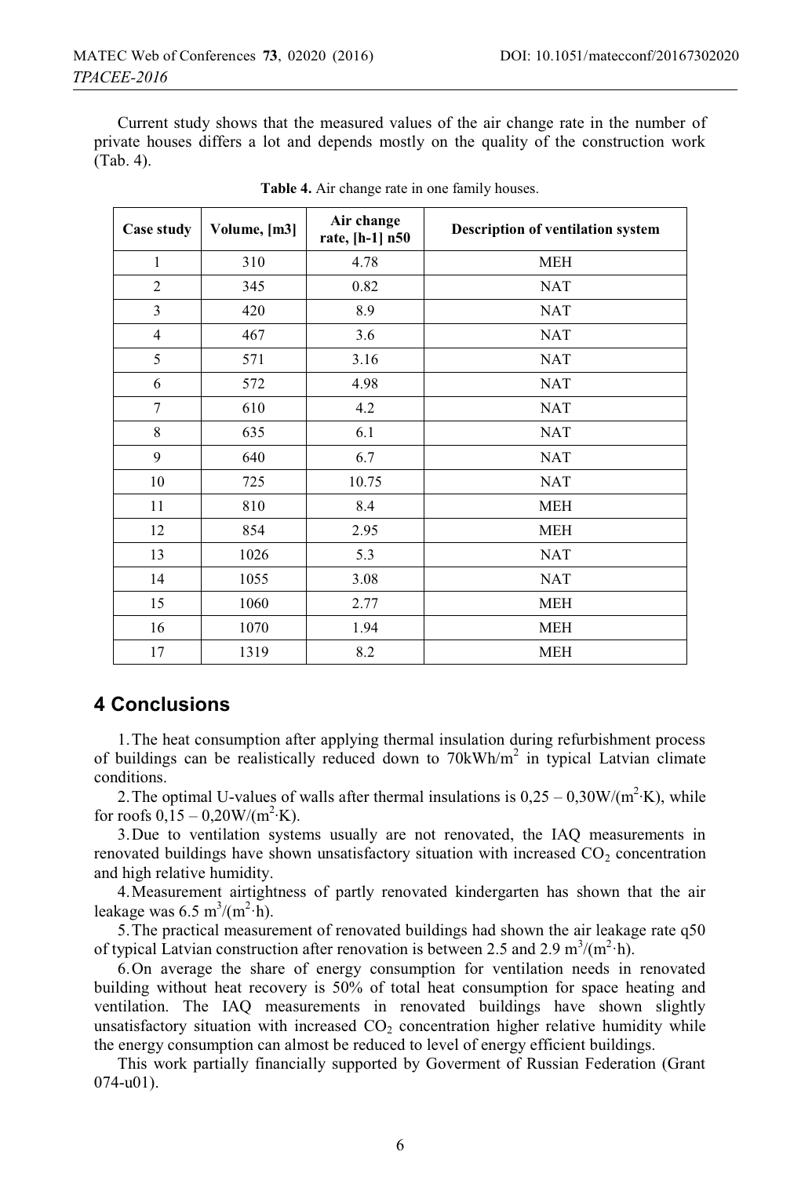Current study shows that the measured values of the air change rate in the number of private houses differs a lot and depends mostly on the quality of the construction work (Tab. 4).

**Table 4.** Air change rate in one family houses.

| Case study | Volume, [m3] | Air change rate, [h-1] n50 | Description of ventilation system |
|---|---|---|---|
| 1 | 310 | 4.78 | MEH |
| 2 | 345 | 0.82 | NAT |
| 3 | 420 | 8.9 | NAT |
| 4 | 467 | 3.6 | NAT |
| 5 | 571 | 3.16 | NAT |
| 6 | 572 | 4.98 | NAT |
| 7 | 610 | 4.2 | NAT |
| 8 | 635 | 6.1 | NAT |
| 9 | 640 | 6.7 | NAT |
| 10 | 725 | 10.75 | NAT |
| 11 | 810 | 8.4 | MEH |
| 12 | 854 | 2.95 | MEH |
| 13 | 1026 | 5.3 | NAT |
| 14 | 1055 | 3.08 | NAT |
| 15 | 1060 | 2.77 | MEH |
| 16 | 1070 | 1.94 | MEH |
| 17 | 1319 | 8.2 | MEH |

## 4 Conclusions

1. The heat consumption after applying thermal insulation during refurbishment process of buildings can be realistically reduced down to $70\text{kWh/m}^2$ in typical Latvian climate conditions.

2. The optimal U-values of walls after thermal insulations is $0{,}25 - 0{,}30\text{W/(m}^2\cdot\text{K)}$, while for roofs $0{,}15 - 0{,}20\text{W/(m}^2\cdot\text{K)}$.

3. Due to ventilation systems usually are not renovated, the IAQ measurements in renovated buildings have shown unsatisfactory situation with increased $CO_2$ concentration and high relative humidity.

4. Measurement airtightness of partly renovated kindergarten has shown that the air leakage was $6.5\ \text{m}^3/(\text{m}^2\cdot\text{h})$.

5. The practical measurement of renovated buildings had shown the air leakage rate q50 of typical Latvian construction after renovation is between 2.5 and $2.9\ \text{m}^3/(\text{m}^2\cdot\text{h})$.

6. On average the share of energy consumption for ventilation needs in renovated building without heat recovery is 50% of total heat consumption for space heating and ventilation. The IAQ measurements in renovated buildings have shown slightly unsatisfactory situation with increased $CO_2$ concentration higher relative humidity while the energy consumption can almost be reduced to level of energy efficient buildings.

This work partially financially supported by Goverment of Russian Federation (Grant 074-u01).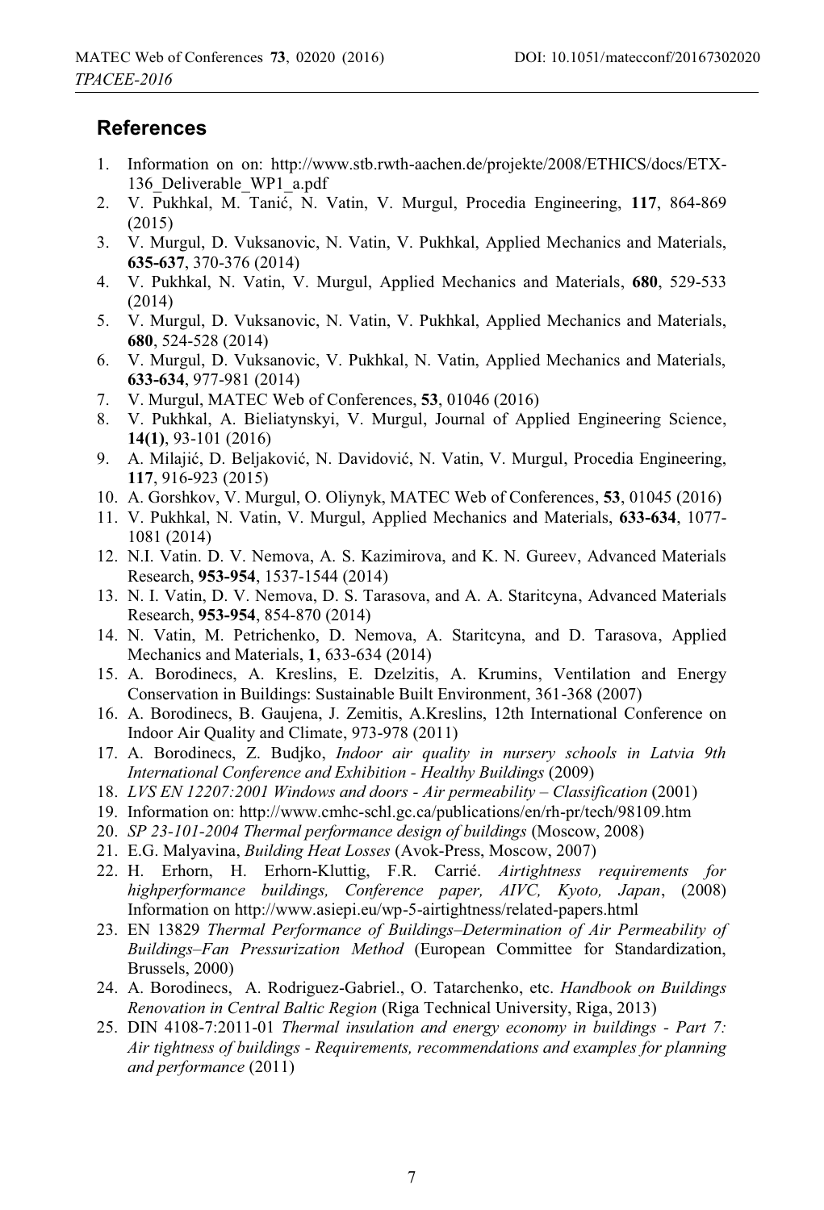## References

1. Information on on: http://www.stb.rwth-aachen.de/projekte/2008/ETHICS/docs/ETX-136_Deliverable_WP1_a.pdf
2. V. Pukhkal, M. Tanić, N. Vatin, V. Murgul, Procedia Engineering, **117**, 864-869 (2015)
3. V. Murgul, D. Vuksanovic, N. Vatin, V. Pukhkal, Applied Mechanics and Materials, **635-637**, 370-376 (2014)
4. V. Pukhkal, N. Vatin, V. Murgul, Applied Mechanics and Materials, **680**, 529-533 (2014)
5. V. Murgul, D. Vuksanovic, N. Vatin, V. Pukhkal, Applied Mechanics and Materials, **680**, 524-528 (2014)
6. V. Murgul, D. Vuksanovic, V. Pukhkal, N. Vatin, Applied Mechanics and Materials, **633-634**, 977-981 (2014)
7. V. Murgul, MATEC Web of Conferences, **53**, 01046 (2016)
8. V. Pukhkal, A. Bieliatynskyi, V. Murgul, Journal of Applied Engineering Science, **14(1)**, 93-101 (2016)
9. A. Milajić, D. Beljaković, N. Davidović, N. Vatin, V. Murgul, Procedia Engineering, **117**, 916-923 (2015)
10. A. Gorshkov, V. Murgul, O. Oliynyk, MATEC Web of Conferences, **53**, 01045 (2016)
11. V. Pukhkal, N. Vatin, V. Murgul, Applied Mechanics and Materials, **633-634**, 1077-1081 (2014)
12. N.I. Vatin. D. V. Nemova, A. S. Kazimirova, and K. N. Gureev, Advanced Materials Research, **953-954**, 1537-1544 (2014)
13. N. I. Vatin, D. V. Nemova, D. S. Tarasova, and A. A. Staritcyna, Advanced Materials Research, **953-954**, 854-870 (2014)
14. N. Vatin, M. Petrichenko, D. Nemova, A. Staritcyna, and D. Tarasova, Applied Mechanics and Materials, **1**, 633-634 (2014)
15. A. Borodinecs, A. Kreslins, E. Dzelzitis, A. Krumins, Ventilation and Energy Conservation in Buildings: Sustainable Built Environment, 361-368 (2007)
16. A. Borodinecs, B. Gaujena, J. Zemitis, A.Kreslins, 12th International Conference on Indoor Air Quality and Climate, 973-978 (2011)
17. A. Borodinecs, Z. Budjko, *Indoor air quality in nursery schools in Latvia 9th International Conference and Exhibition - Healthy Buildings* (2009)
18. *LVS EN 12207:2001 Windows and doors - Air permeability – Classification* (2001)
19. Information on: http://www.cmhc-schl.gc.ca/publications/en/rh-pr/tech/98109.htm
20. *SP 23-101-2004 Thermal performance design of buildings* (Moscow, 2008)
21. E.G. Malyavina, *Building Heat Losses* (Avok-Press, Moscow, 2007)
22. H. Erhorn, H. Erhorn-Kluttig, F.R. Carrié. *Airtightness requirements for highperformance buildings, Conference paper, AIVC, Kyoto, Japan*, (2008) Information on http://www.asiepi.eu/wp-5-airtightness/related-papers.html
23. EN 13829 *Thermal Performance of Buildings–Determination of Air Permeability of Buildings–Fan Pressurization Method* (European Committee for Standardization, Brussels, 2000)
24. A. Borodinecs, A. Rodriguez-Gabriel., O. Tatarchenko, etc. *Handbook on Buildings Renovation in Central Baltic Region* (Riga Technical University, Riga, 2013)
25. DIN 4108-7:2011-01 *Thermal insulation and energy economy in buildings - Part 7: Air tightness of buildings - Requirements, recommendations and examples for planning and performance* (2011)